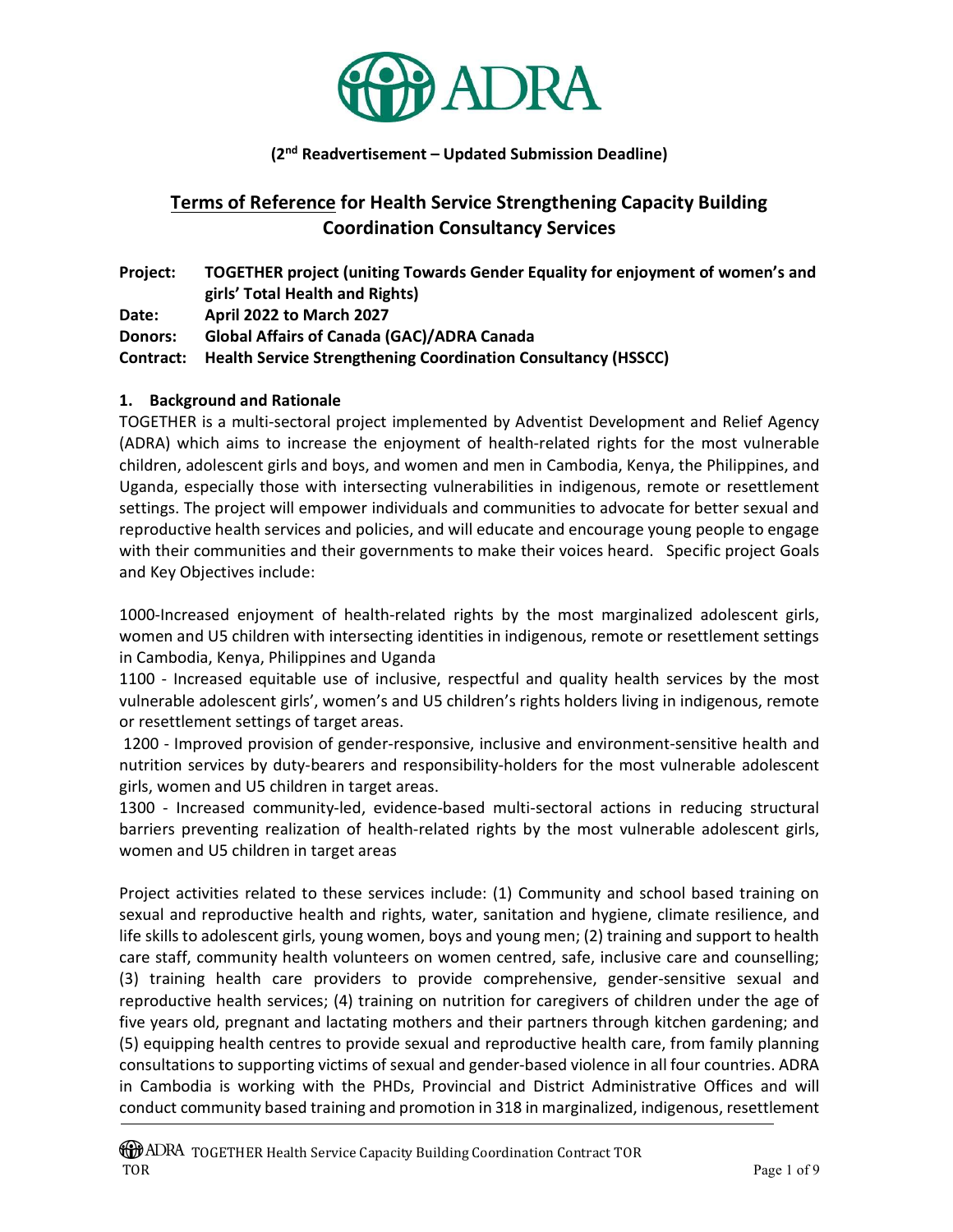**(2nd Readvertisement – Updated Submission Deadline)**

# Terms of Reference for Health Service Strengthening Capacity Building Coordination Consultancy Services

**Project:** **TOGETHER project (uniting Towards Gender Equality for enjoyment of women's and girls' Total Health and Rights)**
**Date:** **April 2022 to March 2027**
**Donors:** **Global Affairs of Canada (GAC)/ADRA Canada**
**Contract:** **Health Service Strengthening Coordination Consultancy (HSSCC)**

## 1. Background and Rationale

TOGETHER is a multi-sectoral project implemented by Adventist Development and Relief Agency (ADRA) which aims to increase the enjoyment of health-related rights for the most vulnerable children, adolescent girls and boys, and women and men in Cambodia, Kenya, the Philippines, and Uganda, especially those with intersecting vulnerabilities in indigenous, remote or resettlement settings. The project will empower individuals and communities to advocate for better sexual and reproductive health services and policies, and will educate and encourage young people to engage with their communities and their governments to make their voices heard. Specific project Goals and Key Objectives include:

1000-Increased enjoyment of health-related rights by the most marginalized adolescent girls, women and U5 children with intersecting identities in indigenous, remote or resettlement settings in Cambodia, Kenya, Philippines and Uganda

1100 - Increased equitable use of inclusive, respectful and quality health services by the most vulnerable adolescent girls', women's and U5 children's rights holders living in indigenous, remote or resettlement settings of target areas.

1200 - Improved provision of gender-responsive, inclusive and environment-sensitive health and nutrition services by duty-bearers and responsibility-holders for the most vulnerable adolescent girls, women and U5 children in target areas.

1300 - Increased community-led, evidence-based multi-sectoral actions in reducing structural barriers preventing realization of health-related rights by the most vulnerable adolescent girls, women and U5 children in target areas

Project activities related to these services include: (1) Community and school based training on sexual and reproductive health and rights, water, sanitation and hygiene, climate resilience, and life skills to adolescent girls, young women, boys and young men; (2) training and support to health care staff, community health volunteers on women centred, safe, inclusive care and counselling; (3) training health care providers to provide comprehensive, gender-sensitive sexual and reproductive health services; (4) training on nutrition for caregivers of children under the age of five years old, pregnant and lactating mothers and their partners through kitchen gardening; and (5) equipping health centres to provide sexual and reproductive health care, from family planning consultations to supporting victims of sexual and gender-based violence in all four countries. ADRA in Cambodia is working with the PHDs, Provincial and District Administrative Offices and will conduct community based training and promotion in 318 in marginalized, indigenous, resettlement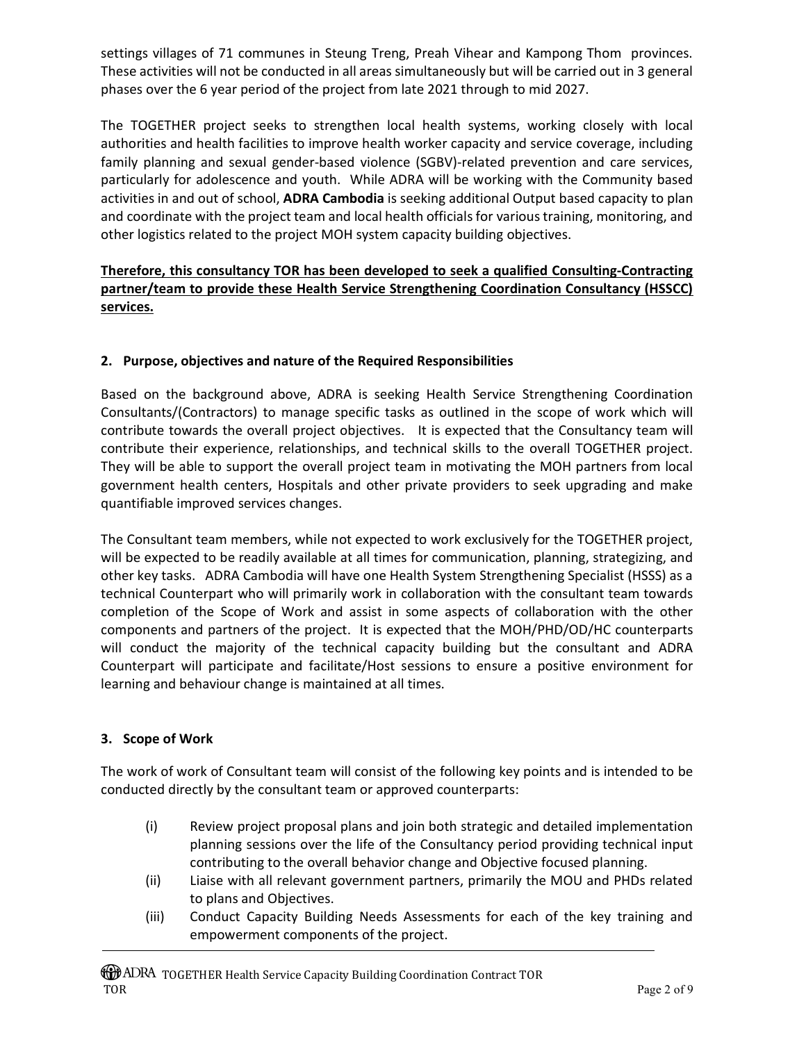settings villages of 71 communes in Steung Treng, Preah Vihear and Kampong Thom provinces. These activities will not be conducted in all areas simultaneously but will be carried out in 3 general phases over the 6 year period of the project from late 2021 through to mid 2027.

The TOGETHER project seeks to strengthen local health systems, working closely with local authorities and health facilities to improve health worker capacity and service coverage, including family planning and sexual gender-based violence (SGBV)-related prevention and care services, particularly for adolescence and youth. While ADRA will be working with the Community based activities in and out of school, **ADRA Cambodia** is seeking additional Output based capacity to plan and coordinate with the project team and local health officials for various training, monitoring, and other logistics related to the project MOH system capacity building objectives.

**Therefore, this consultancy TOR has been developed to seek a qualified Consulting-Contracting partner/team to provide these Health Service Strengthening Coordination Consultancy (HSSCC) services.**

## 2. Purpose, objectives and nature of the Required Responsibilities

Based on the background above, ADRA is seeking Health Service Strengthening Coordination Consultants/(Contractors) to manage specific tasks as outlined in the scope of work which will contribute towards the overall project objectives. It is expected that the Consultancy team will contribute their experience, relationships, and technical skills to the overall TOGETHER project. They will be able to support the overall project team in motivating the MOH partners from local government health centers, Hospitals and other private providers to seek upgrading and make quantifiable improved services changes.

The Consultant team members, while not expected to work exclusively for the TOGETHER project, will be expected to be readily available at all times for communication, planning, strategizing, and other key tasks. ADRA Cambodia will have one Health System Strengthening Specialist (HSSS) as a technical Counterpart who will primarily work in collaboration with the consultant team towards completion of the Scope of Work and assist in some aspects of collaboration with the other components and partners of the project. It is expected that the MOH/PHD/OD/HC counterparts will conduct the majority of the technical capacity building but the consultant and ADRA Counterpart will participate and facilitate/Host sessions to ensure a positive environment for learning and behaviour change is maintained at all times.

## 3. Scope of Work

The work of work of Consultant team will consist of the following key points and is intended to be conducted directly by the consultant team or approved counterparts:

(i) Review project proposal plans and join both strategic and detailed implementation planning sessions over the life of the Consultancy period providing technical input contributing to the overall behavior change and Objective focused planning.

(ii) Liaise with all relevant government partners, primarily the MOU and PHDs related to plans and Objectives.

(iii) Conduct Capacity Building Needs Assessments for each of the key training and empowerment components of the project.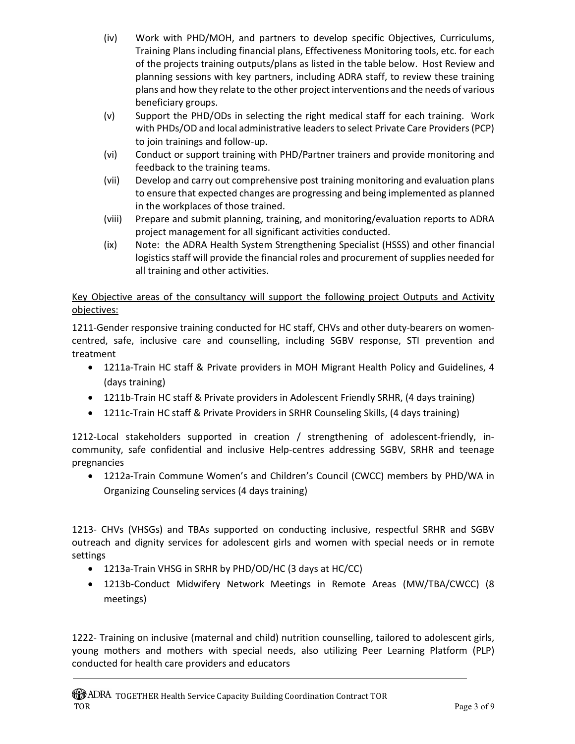(iv) Work with PHD/MOH, and partners to develop specific Objectives, Curriculums, Training Plans including financial plans, Effectiveness Monitoring tools, etc. for each of the projects training outputs/plans as listed in the table below. Host Review and planning sessions with key partners, including ADRA staff, to review these training plans and how they relate to the other project interventions and the needs of various beneficiary groups.

(v) Support the PHD/ODs in selecting the right medical staff for each training. Work with PHDs/OD and local administrative leaders to select Private Care Providers (PCP) to join trainings and follow-up.

(vi) Conduct or support training with PHD/Partner trainers and provide monitoring and feedback to the training teams.

(vii) Develop and carry out comprehensive post training monitoring and evaluation plans to ensure that expected changes are progressing and being implemented as planned in the workplaces of those trained.

(viii) Prepare and submit planning, training, and monitoring/evaluation reports to ADRA project management for all significant activities conducted.

(ix) Note: the ADRA Health System Strengthening Specialist (HSSS) and other financial logistics staff will provide the financial roles and procurement of supplies needed for all training and other activities.

<u>Key Objective areas of the consultancy will support the following project Outputs and Activity objectives:</u>

1211-Gender responsive training conducted for HC staff, CHVs and other duty-bearers on women-centred, safe, inclusive care and counselling, including SGBV response, STI prevention and treatment

- 1211a-Train HC staff & Private providers in MOH Migrant Health Policy and Guidelines, 4 (days training)
- 1211b-Train HC staff & Private providers in Adolescent Friendly SRHR, (4 days training)
- 1211c-Train HC staff & Private Providers in SRHR Counseling Skills, (4 days training)

1212-Local stakeholders supported in creation / strengthening of adolescent-friendly, in-community, safe confidential and inclusive Help-centres addressing SGBV, SRHR and teenage pregnancies

- 1212a-Train Commune Women's and Children's Council (CWCC) members by PHD/WA in Organizing Counseling services (4 days training)

1213- CHVs (VHSGs) and TBAs supported on conducting inclusive, respectful SRHR and SGBV outreach and dignity services for adolescent girls and women with special needs or in remote settings

- 1213a-Train VHSG in SRHR by PHD/OD/HC (3 days at HC/CC)
- 1213b-Conduct Midwifery Network Meetings in Remote Areas (MW/TBA/CWCC) (8 meetings)

1222- Training on inclusive (maternal and child) nutrition counselling, tailored to adolescent girls, young mothers and mothers with special needs, also utilizing Peer Learning Platform (PLP) conducted for health care providers and educators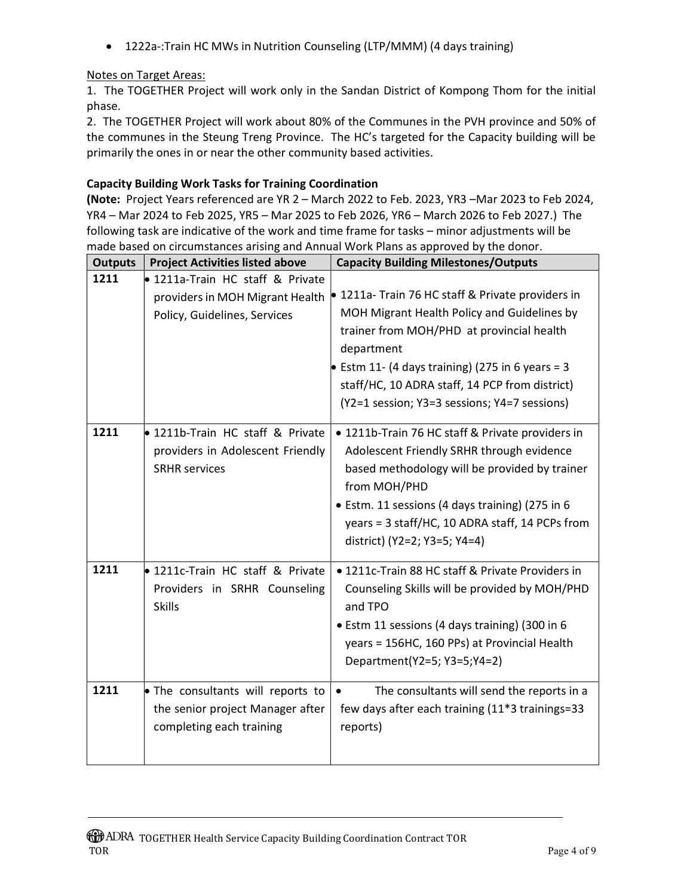- 1222a-:Train HC MWs in Nutrition Counseling (LTP/MMM) (4 days training)

Notes on Target Areas:

1. The TOGETHER Project will work only in the Sandan District of Kompong Thom for the initial phase.
2. The TOGETHER Project will work about 80% of the Communes in the PVH province and 50% of the communes in the Steung Treng Province. The HC's targeted for the Capacity building will be primarily the ones in or near the other community based activities.

**Capacity Building Work Tasks for Training Coordination**

**(Note:** Project Years referenced are YR 2 – March 2022 to Feb. 2023, YR3 –Mar 2023 to Feb 2024, YR4 – Mar 2024 to Feb 2025, YR5 – Mar 2025 to Feb 2026, YR6 – March 2026 to Feb 2027.) The following task are indicative of the work and time frame for tasks – minor adjustments will be made based on circumstances arising and Annual Work Plans as approved by the donor.

| Outputs | Project Activities listed above | Capacity Building Milestones/Outputs |
|---|---|---|
| 1211 | • 1211a-Train HC staff & Private providers in MOH Migrant Health Policy, Guidelines, Services | • 1211a- Train 76 HC staff & Private providers in MOH Migrant Health Policy and Guidelines by trainer from MOH/PHD at provincial health department<br>• Estm 11- (4 days training) (275 in 6 years = 3 staff/HC, 10 ADRA staff, 14 PCP from district) (Y2=1 session; Y3=3 sessions; Y4=7 sessions) |
| 1211 | • 1211b-Train HC staff & Private providers in Adolescent Friendly SRHR services | • 1211b-Train 76 HC staff & Private providers in Adolescent Friendly SRHR through evidence based methodology will be provided by trainer from MOH/PHD<br>• Estm. 11 sessions (4 days training) (275 in 6 years = 3 staff/HC, 10 ADRA staff, 14 PCPs from district) (Y2=2; Y3=5; Y4=4) |
| 1211 | • 1211c-Train HC staff & Private Providers in SRHR Counseling Skills | • 1211c-Train 88 HC staff & Private Providers in Counseling Skills will be provided by MOH/PHD and TPO<br>• Estm 11 sessions (4 days training) (300 in 6 years = 156HC, 160 PPs) at Provincial Health Department(Y2=5; Y3=5;Y4=2) |
| 1211 | • The consultants will reports to the senior project Manager after completing each training | • The consultants will send the reports in a few days after each training (11*3 trainings=33 reports) |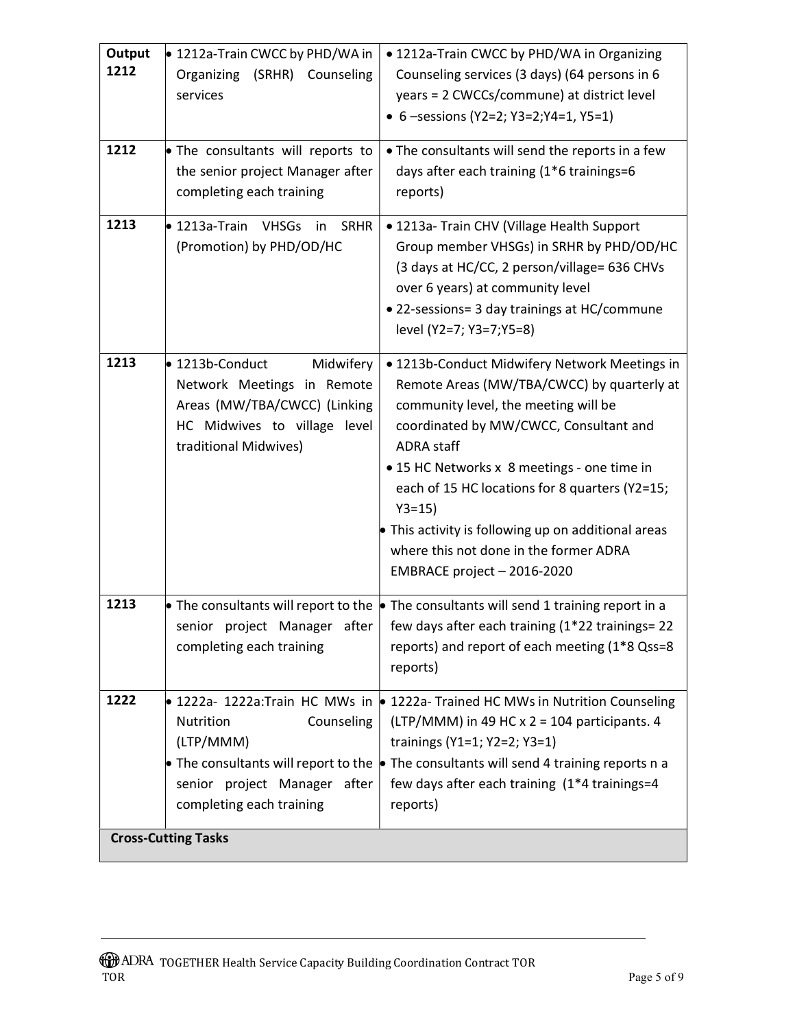| Output 1212 | • 1212a-Train CWCC by PHD/WA in Organizing (SRHR) Counseling services | • 1212a-Train CWCC by PHD/WA in Organizing Counseling services (3 days) (64 persons in 6 years = 2 CWCCs/commune) at district level<br>• 6 –sessions (Y2=2; Y3=2;Y4=1, Y5=1) |
|---|---|---|
| 1212 | • The consultants will reports to the senior project Manager after completing each training | • The consultants will send the reports in a few days after each training (1*6 trainings=6 reports) |
| 1213 | • 1213a-Train VHSGs in SRHR (Promotion) by PHD/OD/HC | • 1213a- Train CHV (Village Health Support Group member VHSGs) in SRHR by PHD/OD/HC (3 days at HC/CC, 2 person/village= 636 CHVs over 6 years) at community level<br>• 22-sessions= 3 day trainings at HC/commune level (Y2=7; Y3=7;Y5=8) |
| 1213 | • 1213b-Conduct Midwifery Network Meetings in Remote Areas (MW/TBA/CWCC) (Linking HC Midwives to village level traditional Midwives) | • 1213b-Conduct Midwifery Network Meetings in Remote Areas (MW/TBA/CWCC) by quarterly at community level, the meeting will be coordinated by MW/CWCC, Consultant and ADRA staff<br>• 15 HC Networks x 8 meetings - one time in each of 15 HC locations for 8 quarters (Y2=15; Y3=15)<br>• This activity is following up on additional areas where this not done in the former ADRA EMBRACE project – 2016-2020 |
| 1213 | • The consultants will report to the senior project Manager after completing each training | • The consultants will send 1 training report in a few days after each training (1*22 trainings= 22 reports) and report of each meeting (1*8 Qss=8 reports) |
| 1222 | • 1222a- 1222a:Train HC MWs in Nutrition Counseling (LTP/MMM)<br>• The consultants will report to the senior project Manager after completing each training | • 1222a- Trained HC MWs in Nutrition Counseling (LTP/MMM) in 49 HC x 2 = 104 participants. 4 trainings (Y1=1; Y2=2; Y3=1)<br>• The consultants will send 4 training reports n a few days after each training (1*4 trainings=4 reports) |
| **Cross-Cutting Tasks** | | |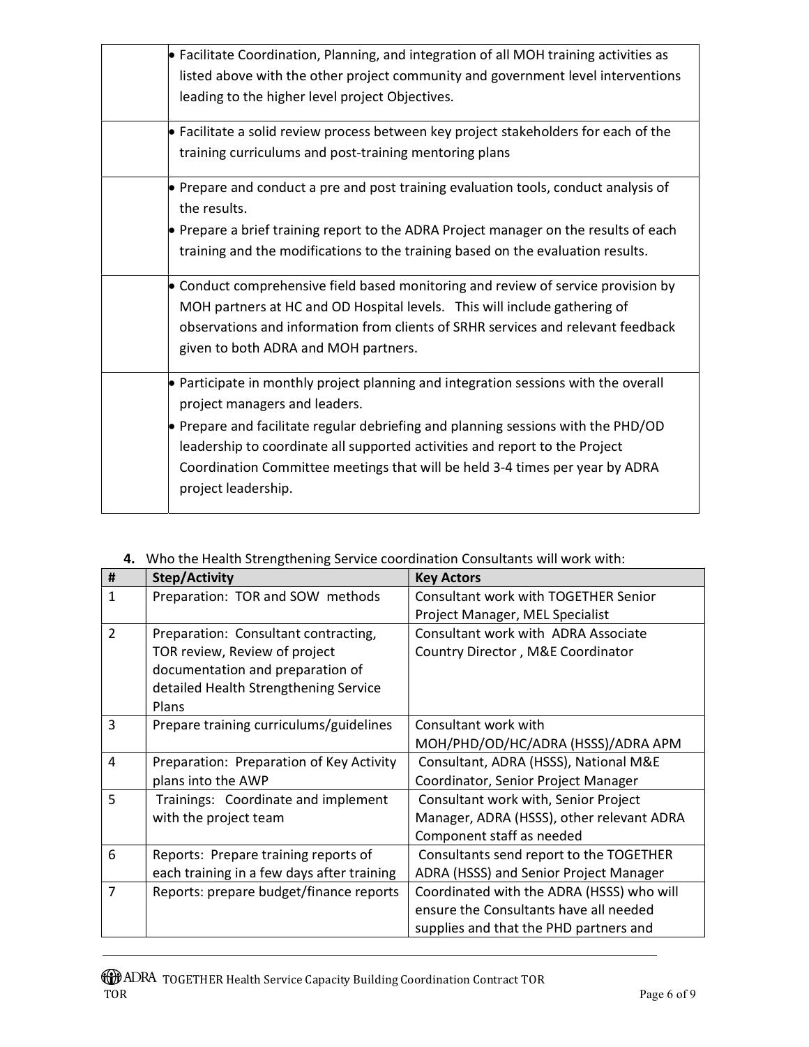| | |
|---|---|
| | • Facilitate Coordination, Planning, and integration of all MOH training activities as listed above with the other project community and government level interventions leading to the higher level project Objectives. |
| | • Facilitate a solid review process between key project stakeholders for each of the training curriculums and post-training mentoring plans |
| | • Prepare and conduct a pre and post training evaluation tools, conduct analysis of the results.<br>• Prepare a brief training report to the ADRA Project manager on the results of each training and the modifications to the training based on the evaluation results. |
| | • Conduct comprehensive field based monitoring and review of service provision by MOH partners at HC and OD Hospital levels. This will include gathering of observations and information from clients of SRHR services and relevant feedback given to both ADRA and MOH partners. |
| | • Participate in monthly project planning and integration sessions with the overall project managers and leaders.<br>• Prepare and facilitate regular debriefing and planning sessions with the PHD/OD leadership to coordinate all supported activities and report to the Project Coordination Committee meetings that will be held 3-4 times per year by ADRA project leadership. |

**4.** Who the Health Strengthening Service coordination Consultants will work with:

| # | Step/Activity | Key Actors |
|---|---|---|
| 1 | Preparation: TOR and SOW methods | Consultant work with TOGETHER Senior Project Manager, MEL Specialist |
| 2 | Preparation: Consultant contracting, TOR review, Review of project documentation and preparation of detailed Health Strengthening Service Plans | Consultant work with ADRA Associate Country Director , M&E Coordinator |
| 3 | Prepare training curriculums/guidelines | Consultant work with MOH/PHD/OD/HC/ADRA (HSSS)/ADRA APM |
| 4 | Preparation: Preparation of Key Activity plans into the AWP | Consultant, ADRA (HSSS), National M&E Coordinator, Senior Project Manager |
| 5 | Trainings: Coordinate and implement with the project team | Consultant work with, Senior Project Manager, ADRA (HSSS), other relevant ADRA Component staff as needed |
| 6 | Reports: Prepare training reports of each training in a few days after training | Consultants send report to the TOGETHER ADRA (HSSS) and Senior Project Manager |
| 7 | Reports: prepare budget/finance reports | Coordinated with the ADRA (HSSS) who will ensure the Consultants have all needed supplies and that the PHD partners and |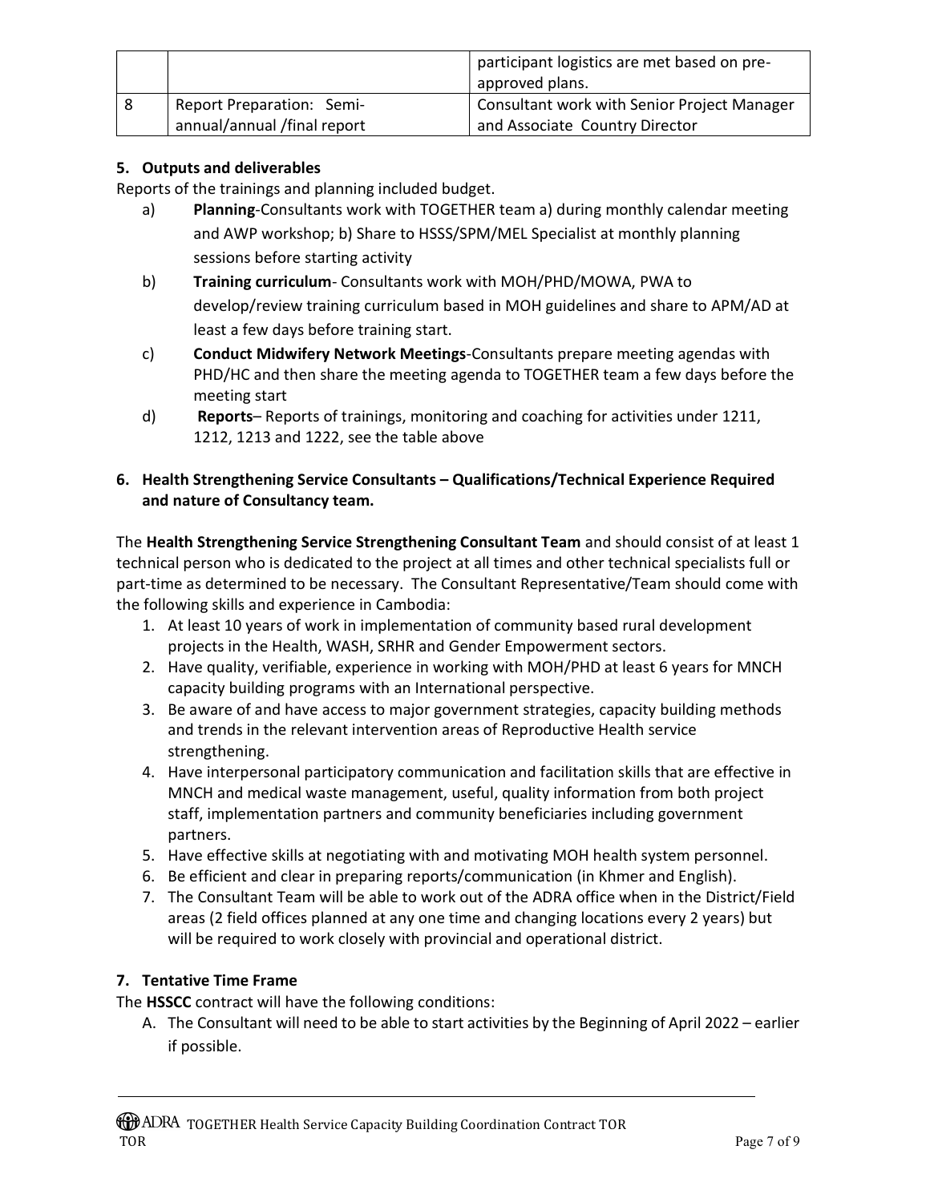| | | |
|---|---|---|
| | | participant logistics are met based on pre-approved plans. |
| 8 | Report Preparation: Semi-annual/annual /final report | Consultant work with Senior Project Manager and Associate Country Director |

**5. Outputs and deliverables**

Reports of the trainings and planning included budget.

a) **Planning**-Consultants work with TOGETHER team a) during monthly calendar meeting and AWP workshop; b) Share to HSSS/SPM/MEL Specialist at monthly planning sessions before starting activity

b) **Training curriculum**- Consultants work with MOH/PHD/MOWA, PWA to develop/review training curriculum based in MOH guidelines and share to APM/AD at least a few days before training start.

c) **Conduct Midwifery Network Meetings**-Consultants prepare meeting agendas with PHD/HC and then share the meeting agenda to TOGETHER team a few days before the meeting start

d) **Reports**– Reports of trainings, monitoring and coaching for activities under 1211, 1212, 1213 and 1222, see the table above

**6. Health Strengthening Service Consultants – Qualifications/Technical Experience Required and nature of Consultancy team.**

The **Health Strengthening Service Strengthening Consultant Team** and should consist of at least 1 technical person who is dedicated to the project at all times and other technical specialists full or part-time as determined to be necessary. The Consultant Representative/Team should come with the following skills and experience in Cambodia:

1. At least 10 years of work in implementation of community based rural development projects in the Health, WASH, SRHR and Gender Empowerment sectors.
2. Have quality, verifiable, experience in working with MOH/PHD at least 6 years for MNCH capacity building programs with an International perspective.
3. Be aware of and have access to major government strategies, capacity building methods and trends in the relevant intervention areas of Reproductive Health service strengthening.
4. Have interpersonal participatory communication and facilitation skills that are effective in MNCH and medical waste management, useful, quality information from both project staff, implementation partners and community beneficiaries including government partners.
5. Have effective skills at negotiating with and motivating MOH health system personnel.
6. Be efficient and clear in preparing reports/communication (in Khmer and English).
7. The Consultant Team will be able to work out of the ADRA office when in the District/Field areas (2 field offices planned at any one time and changing locations every 2 years) but will be required to work closely with provincial and operational district.

**7. Tentative Time Frame**

The **HSSCC** contract will have the following conditions:

A. The Consultant will need to be able to start activities by the Beginning of April 2022 – earlier if possible.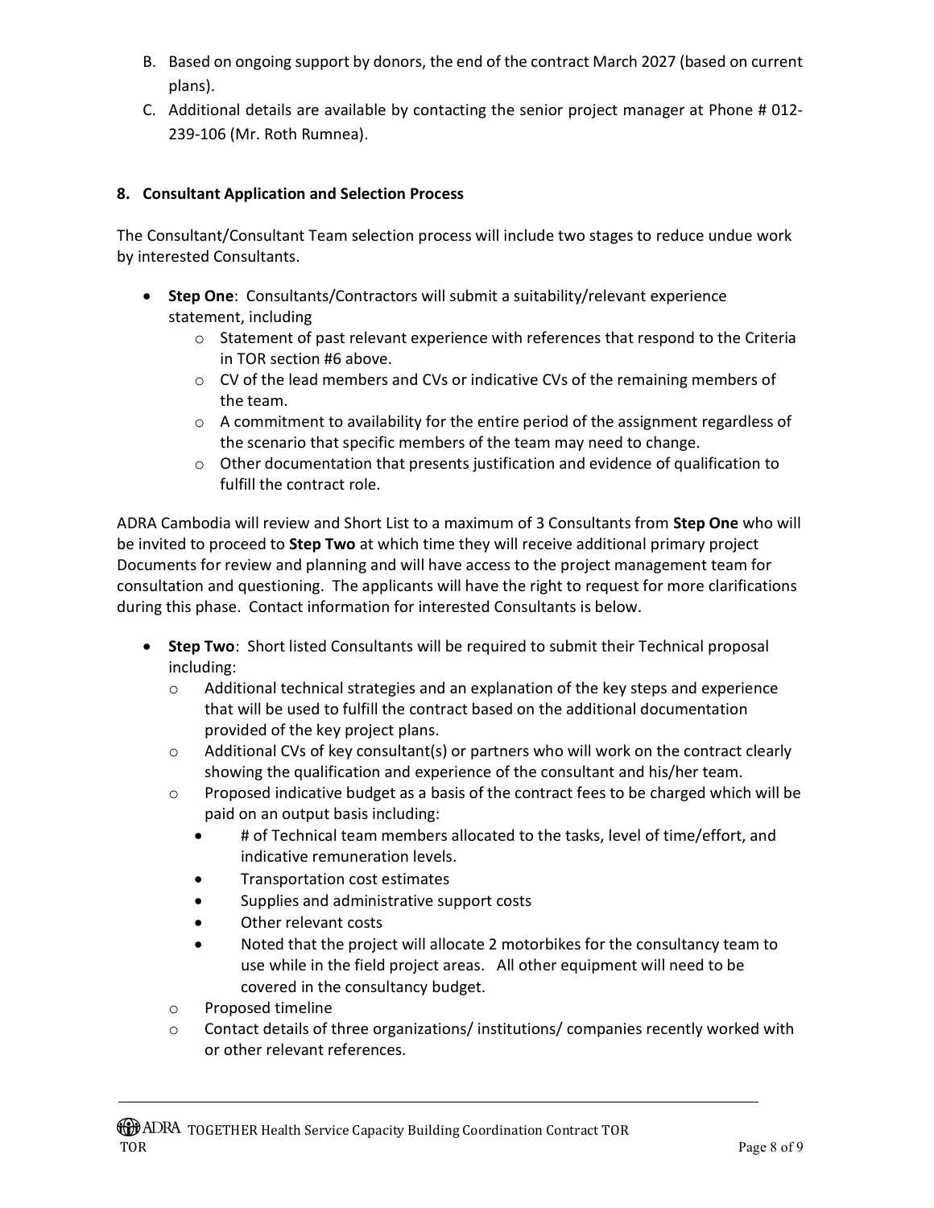B. Based on ongoing support by donors, the end of the contract March 2027 (based on current plans).
C. Additional details are available by contacting the senior project manager at Phone # 012-239-106 (Mr. Roth Rumnea).

## 8. Consultant Application and Selection Process

The Consultant/Consultant Team selection process will include two stages to reduce undue work by interested Consultants.

- **Step One**: Consultants/Contractors will submit a suitability/relevant experience statement, including
  - Statement of past relevant experience with references that respond to the Criteria in TOR section #6 above.
  - CV of the lead members and CVs or indicative CVs of the remaining members of the team.
  - A commitment to availability for the entire period of the assignment regardless of the scenario that specific members of the team may need to change.
  - Other documentation that presents justification and evidence of qualification to fulfill the contract role.

ADRA Cambodia will review and Short List to a maximum of 3 Consultants from **Step One** who will be invited to proceed to **Step Two** at which time they will receive additional primary project Documents for review and planning and will have access to the project management team for consultation and questioning. The applicants will have the right to request for more clarifications during this phase. Contact information for interested Consultants is below.

- **Step Two**: Short listed Consultants will be required to submit their Technical proposal including:
  - Additional technical strategies and an explanation of the key steps and experience that will be used to fulfill the contract based on the additional documentation provided of the key project plans.
  - Additional CVs of key consultant(s) or partners who will work on the contract clearly showing the qualification and experience of the consultant and his/her team.
  - Proposed indicative budget as a basis of the contract fees to be charged which will be paid on an output basis including:
    - # of Technical team members allocated to the tasks, level of time/effort, and indicative remuneration levels.
    - Transportation cost estimates
    - Supplies and administrative support costs
    - Other relevant costs
    - Noted that the project will allocate 2 motorbikes for the consultancy team to use while in the field project areas. All other equipment will need to be covered in the consultancy budget.
  - Proposed timeline
  - Contact details of three organizations/ institutions/ companies recently worked with or other relevant references.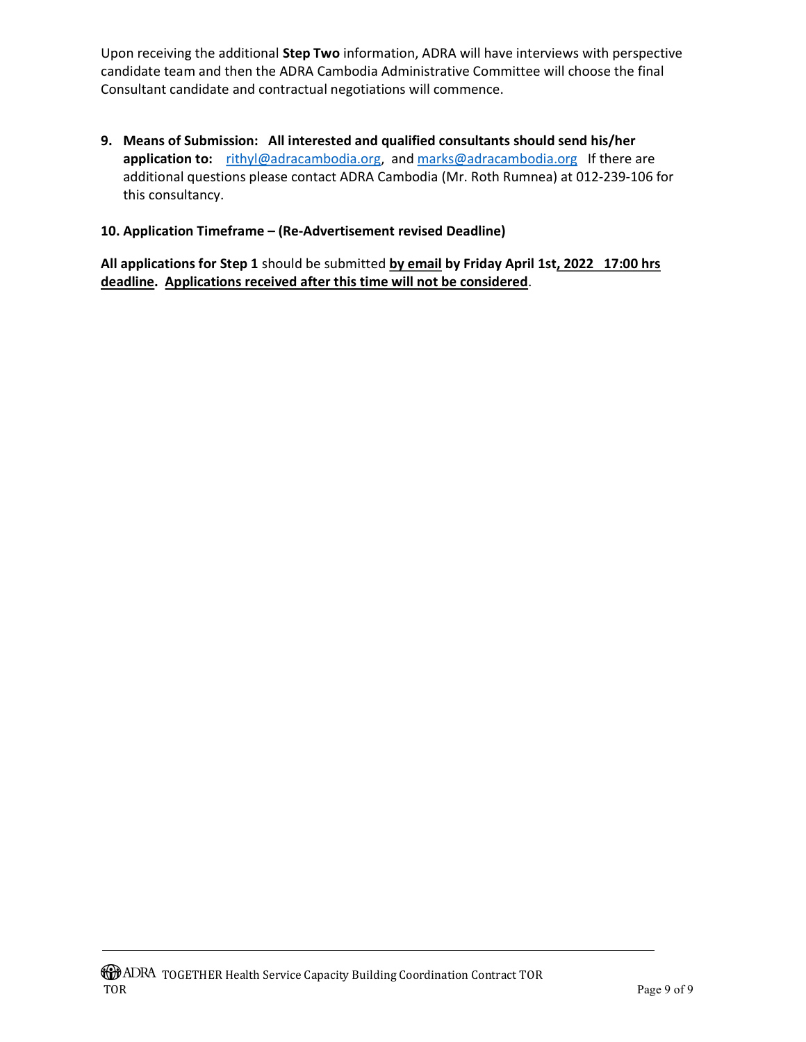Upon receiving the additional **Step Two** information, ADRA will have interviews with perspective candidate team and then the ADRA Cambodia Administrative Committee will choose the final Consultant candidate and contractual negotiations will commence.

9. **Means of Submission: All interested and qualified consultants should send his/her application to:** rithyl@adracambodia.org, and marks@adracambodia.org If there are additional questions please contact ADRA Cambodia (Mr. Roth Rumnea) at 012-239-106 for this consultancy.

10. **Application Timeframe – (Re-Advertisement revised Deadline)**

**All applications for Step 1** should be submitted **by email by Friday April 1st, 2022 17:00 hrs deadline. Applications received after this time will not be considered**.